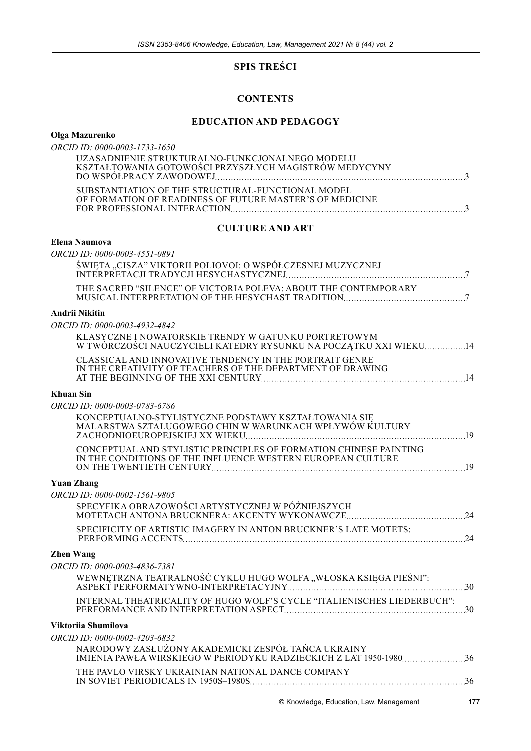# SPIS TREŚCI

# CONTENTS

## EDUCATION AND PEDAGOGY

**Olga Mazurenko**

*ORCID ID: 0000-0003-1733-1650*

UZASADNIENIE STRUKTURALNO-FUNKCJONALNEGO MODELU KSZTAŁTOWANIA GOTOWOŚCI PRZYSZŁYCH MAGISTRÓW MEDYCYNY DO WSPÓŁPRACY ZAWODOWEJ ..... 3

SUBSTANTIATION OF THE STRUCTURAL-FUNCTIONAL MODEL OF FORMATION OF READINESS OF FUTURE MASTER'S OF MEDICINE FOR PROFESSIONAL INTERACTION ..... 3

## CULTURE AND ART

**Elena Naumova**

*ORCID ID: 0000-0003-4551-0891*

ŚWIĘTA „CISZA" VIKTORII POLIOVOI: O WSPÓŁCZESNEJ MUZYCZNEJ INTERPRETACJI TRADYCJI HESYCHASTYCZNEJ ..... 7

THE SACRED "SILENCE" OF VICTORIA POLEVA: ABOUT THE CONTEMPORARY MUSICAL INTERPRETATION OF THE HESYCHAST TRADITION ..... 7

**Andrii Nikitin**

*ORCID ID: 0000-0003-4932-4842*

KLASYCZNE I NOWATORSKIE TRENDY W GATUNKU PORTRETOWYM W TWÓRCZOŚCI NAUCZYCIELI KATEDRY RYSUNKU NA POCZĄTKU XXI WIEKU ..... 14

CLASSICAL AND INNOVATIVE TENDENCY IN THE PORTRAIT GENRE IN THE CREATIVITY OF TEACHERS OF THE DEPARTMENT OF DRAWING AT THE BEGINNING OF THE XXI CENTURY ..... 14

**Khuan Sin**

*ORCID ID: 0000-0003-0783-6786*

KONCEPTUALNO-STYLISTYCZNE PODSTAWY KSZTAŁTOWANIA SIĘ MALARSTWA SZTALUGOWEGO CHIN W WARUNKACH WPŁYWÓW KULTURY ZACHODNIOEUROPEJSKIEJ XX WIEKU ..... 19

CONCEPTUAL AND STYLISTIC PRINCIPLES OF FORMATION CHINESE PAINTING IN THE CONDITIONS OF THE INFLUENCE WESTERN EUROPEAN CULTURE ON THE TWENTIETH CENTURY ..... 19

**Yuan Zhang**

*ORCID ID: 0000-0002-1561-9805*

SPECYFIKA OBRAZOWOŚCI ARTYSTYCZNEJ W PÓŹNIEJSZYCH MOTETACH ANTONA BRUCKNERA: AKCENTY WYKONAWCZE ..... 24

SPECIFICITY OF ARTISTIC IMAGERY IN ANTON BRUCKNER'S LATE MOTETS: PERFORMING ACCENTS ..... 24

**Zhen Wang**

*ORCID ID: 0000-0003-4836-7381*

WEWNĘTRZNA TEATRALNOŚĆ CYKLU HUGO WOLFA „WŁOSKA KSIĘGA PIEŚNI": ASPEKT PERFORMATYWNO-INTERPRETACYJNY ..... 30

INTERNAL THEATRICALITY OF HUGO WOLF'S CYCLE "ITALIENISCHES LIEDERBUCH": PERFORMANCE AND INTERPRETATION ASPECT ..... 30

**Viktoriia Shumilova**

*ORCID ID: 0000-0002-4203-6832*

NARODOWY ZASŁUŻONY AKADEMICKI ZESPÓŁ TAŃCA UKRAINY IMIENIA PAWŁA WIRSKIEGO W PERIODYKU RADZIECKICH Z LAT 1950-1980 ..... 36

THE PAVLO VIRSKY UKRAINIAN NATIONAL DANCE COMPANY IN SOVIET PERIODICALS IN 1950S–1980S ..... 36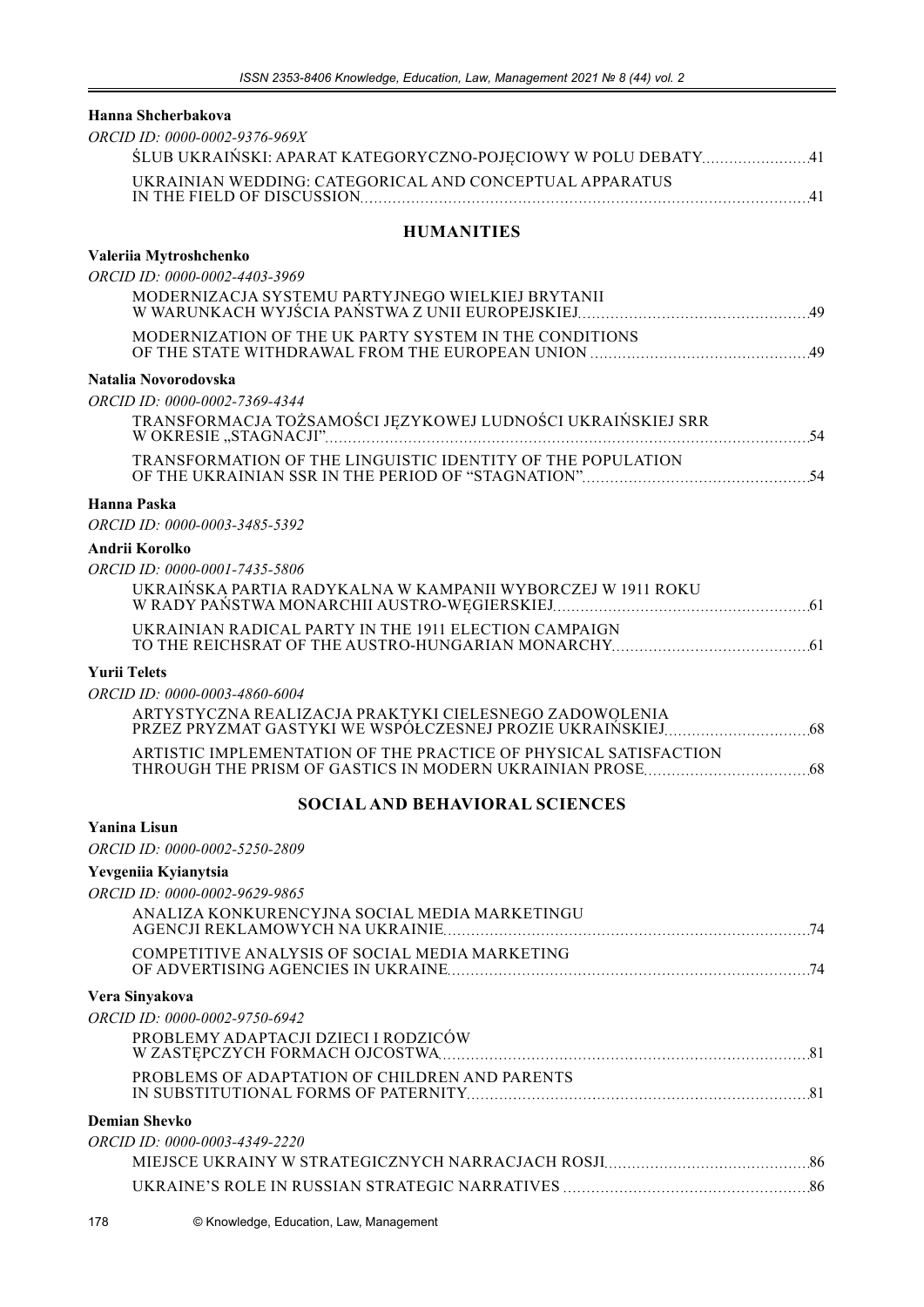**Hanna Shcherbakova**

*ORCID ID: 0000-0002-9376-969X*

ŚLUB UKRAIŃSKI: APARAT KATEGORYCZNO-POJĘCIOWY W POLU DEBATY ....... 41

UKRAINIAN WEDDING: CATEGORICAL AND CONCEPTUAL APPARATUS IN THE FIELD OF DISCUSSION ....... 41

## HUMANITIES

**Valeriia Mytroshchenko**

*ORCID ID: 0000-0002-4403-3969*

MODERNIZACJA SYSTEMU PARTYJNEGO WIELKIEJ BRYTANII W WARUNKACH WYJŚCIA PAŃSTWA Z UNII EUROPEJSKIEJ ....... 49

MODERNIZATION OF THE UK PARTY SYSTEM IN THE CONDITIONS OF THE STATE WITHDRAWAL FROM THE EUROPEAN UNION ....... 49

**Natalia Novorodovska**

*ORCID ID: 0000-0002-7369-4344*

TRANSFORMACJA TOŻSAMOŚCI JĘZYKOWEJ LUDNOŚCI UKRAIŃSKIEJ SRR W OKRESIE „STAGNACJI" ....... 54

TRANSFORMATION OF THE LINGUISTIC IDENTITY OF THE POPULATION OF THE UKRAINIAN SSR IN THE PERIOD OF "STAGNATION" ....... 54

**Hanna Paska**

*ORCID ID: 0000-0003-3485-5392*

**Andrii Korolko**

*ORCID ID: 0000-0001-7435-5806*

UKRAIŃSKA PARTIA RADYKALNA W KAMPANII WYBORCZEJ W 1911 ROKU W RADY PAŃSTWA MONARCHII AUSTRO-WĘGIERSKIEJ ....... 61

UKRAINIAN RADICAL PARTY IN THE 1911 ELECTION CAMPAIGN TO THE REICHSRAT OF THE AUSTRO-HUNGARIAN MONARCHY ....... 61

**Yurii Telets**

*ORCID ID: 0000-0003-4860-6004*

ARTYSTYCZNA REALIZACJA PRAKTYKI CIELESNEGO ZADOWOLENIA PRZEZ PRYZMAT GASTYKI WE WSPÓŁCZESNEJ PROZIE UKRAIŃSKIEJ ....... 68

ARTISTIC IMPLEMENTATION OF THE PRACTICE OF PHYSICAL SATISFACTION THROUGH THE PRISM OF GASTICS IN MODERN UKRAINIAN PROSE ....... 68

## SOCIAL AND BEHAVIORAL SCIENCES

**Yanina Lisun**

*ORCID ID: 0000-0002-5250-2809*

**Yevgeniia Kyianytsia**

*ORCID ID: 0000-0002-9629-9865*

ANALIZA KONKURENCYJNA SOCIAL MEDIA MARKETINGU AGENCJI REKLAMOWYCH NA UKRAINIE ....... 74

COMPETITIVE ANALYSIS OF SOCIAL MEDIA MARKETING OF ADVERTISING AGENCIES IN UKRAINE ....... 74

**Vera Sinyakova**

*ORCID ID: 0000-0002-9750-6942*

PROBLEMY ADAPTACJI DZIECI I RODZICÓW W ZASTĘPCZYCH FORMACH OJCOSTWA ....... 81

PROBLEMS OF ADAPTATION OF CHILDREN AND PARENTS IN SUBSTITUTIONAL FORMS OF PATERNITY ....... 81

**Demian Shevko**

*ORCID ID: 0000-0003-4349-2220*

MIEJSCE UKRAINY W STRATEGICZNYCH NARRACJACH ROSJI ....... 86

UKRAINE'S ROLE IN RUSSIAN STRATEGIC NARRATIVES ....... 86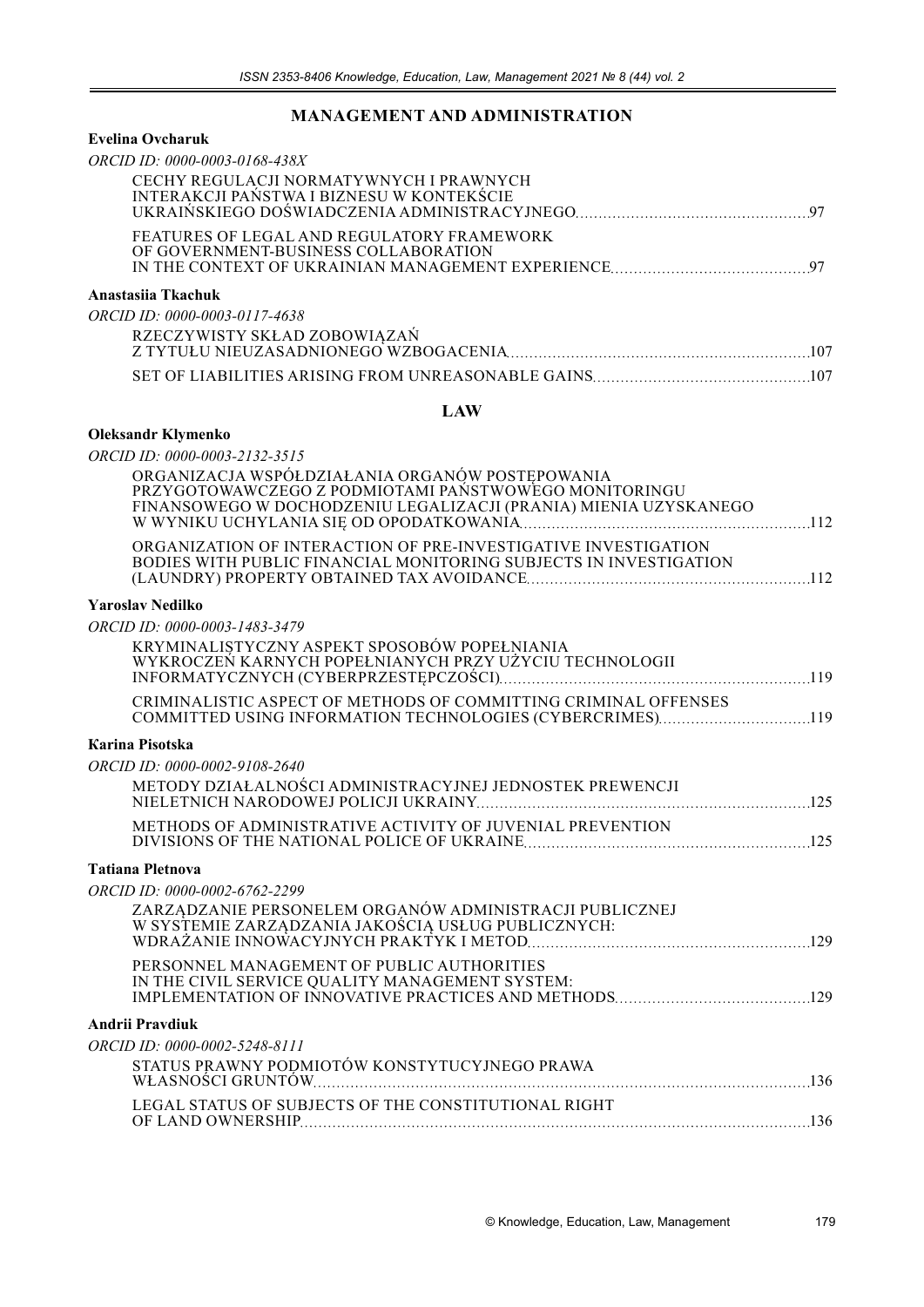## MANAGEMENT AND ADMINISTRATION

**Evelina Ovcharuk**

*ORCID ID: 0000-0003-0168-438X*

CECHY REGULACJI NORMATYWNYCH I PRAWNYCH INTERAKCJI PAŃSTWA I BIZNESU W KONTEKŚCIE UKRAIŃSKIEGO DOŚWIADCZENIA ADMINISTRACYJNEGO ....... 97

FEATURES OF LEGAL AND REGULATORY FRAMEWORK OF GOVERNMENT-BUSINESS COLLABORATION IN THE CONTEXT OF UKRAINIAN MANAGEMENT EXPERIENCE ....... 97

**Anastasiia Tkachuk**

*ORCID ID: 0000-0003-0117-4638*

RZECZYWISTY SKŁAD ZOBOWIĄZAŃ Z TYTUŁU NIEUZASADNIONEGO WZBOGACENIA ....... 107

SET OF LIABILITIES ARISING FROM UNREASONABLE GAINS ....... 107

## LAW

**Oleksandr Klymenko**

*ORCID ID: 0000-0003-2132-3515*

ORGANIZACJA WSPÓŁDZIAŁANIA ORGANÓW POSTĘPOWANIA PRZYGOTOWAWCZEGO Z PODMIOTAMI PAŃSTWOWEGO MONITORINGU FINANSOWEGO W DOCHODZENIU LEGALIZACJI (PRANIA) MIENIA UZYSKANEGO W WYNIKU UCHYLANIA SIĘ OD OPODATKOWANIA ....... 112

ORGANIZATION OF INTERACTION OF PRE-INVESTIGATIVE INVESTIGATION BODIES WITH PUBLIC FINANCIAL MONITORING SUBJECTS IN INVESTIGATION (LAUNDRY) PROPERTY OBTAINED TAX AVOIDANCE ....... 112

**Yaroslav Nedilko**

*ORCID ID: 0000-0003-1483-3479*

KRYMINALISTYCZNY ASPEKT SPOSOBÓW POPEŁNIANIA WYKROCZEŃ KARNYCH POPEŁNIANYCH PRZY UŻYCIU TECHNOLOGII INFORMATYCZNYCH (CYBERPRZESTĘPCZOŚCI) ....... 119

CRIMINALISTIC ASPECT OF METHODS OF COMMITTING CRIMINAL OFFENSES COMMITTED USING INFORMATION TECHNOLOGIES (CYBERCRIMES) ....... 119

**Karina Pisotska**

*ORCID ID: 0000-0002-9108-2640*

METODY DZIAŁALNOŚCI ADMINISTRACYJNEJ JEDNOSTEK PREWENCJI NIELETNICH NARODOWEJ POLICJI UKRAINY ....... 125

METHODS OF ADMINISTRATIVE ACTIVITY OF JUVENIAL PREVENTION DIVISIONS OF THE NATIONAL POLICE OF UKRAINE ....... 125

**Tatiana Pletnova**

*ORCID ID: 0000-0002-6762-2299*

ZARZĄDZANIE PERSONELEM ORGANÓW ADMINISTRACJI PUBLICZNEJ W SYSTEMIE ZARZĄDZANIA JAKOŚCIĄ USŁUG PUBLICZNYCH: WDRAŻANIE INNOWACYJNYCH PRAKTYK I METOD ....... 129

PERSONNEL MANAGEMENT OF PUBLIC AUTHORITIES IN THE CIVIL SERVICE QUALITY MANAGEMENT SYSTEM: IMPLEMENTATION OF INNOVATIVE PRACTICES AND METHODS ....... 129

**Andrii Pravdiuk**

*ORCID ID: 0000-0002-5248-8111*

STATUS PRAWNY PODMIOTÓW KONSTYTUCYJNEGO PRAWA WŁASNOŚCI GRUNTÓW ....... 136

LEGAL STATUS OF SUBJECTS OF THE CONSTITUTIONAL RIGHT OF LAND OWNERSHIP ....... 136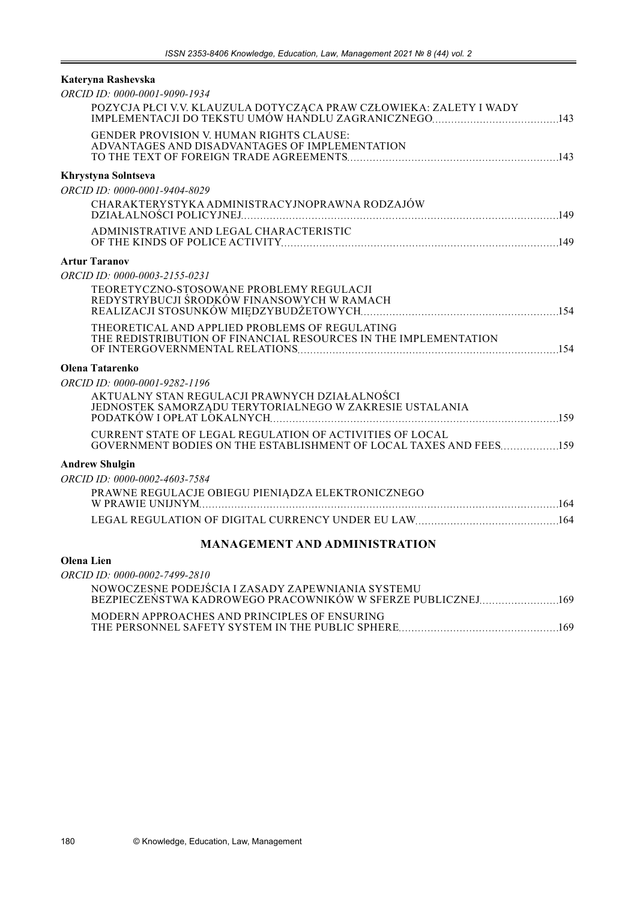**Kateryna Rashevska**

*ORCID ID: 0000-0001-9090-1934*

POZYCJA PŁCI V.V. KLAUZULA DOTYCZĄCA PRAW CZŁOWIEKA: ZALETY I WADY IMPLEMENTACJI DO TEKSTU UMÓW HANDLU ZAGRANICZNEGO ........ 143

GENDER PROVISION V. HUMAN RIGHTS CLAUSE: ADVANTAGES AND DISADVANTAGES OF IMPLEMENTATION TO THE TEXT OF FOREIGN TRADE AGREEMENTS ........ 143

**Khrystyna Solntseva**

*ORCID ID: 0000-0001-9404-8029*

CHARAKTERYSTYKA ADMINISTRACYJNOPRAWNA RODZAJÓW DZIAŁALNOŚCI POLICYJNEJ ........ 149

ADMINISTRATIVE AND LEGAL CHARACTERISTIC OF THE KINDS OF POLICE ACTIVITY ........ 149

**Artur Taranov**

*ORCID ID: 0000-0003-2155-0231*

TEORETYCZNO-STOSOWANE PROBLEMY REGULACJI REDYSTRYBUCJI ŚRODKÓW FINANSOWYCH W RAMACH REALIZACJI STOSUNKÓW MIĘDZYBUDŻETOWYCH ........ 154

THEORETICAL AND APPLIED PROBLEMS OF REGULATING THE REDISTRIBUTION OF FINANCIAL RESOURCES IN THE IMPLEMENTATION OF INTERGOVERNMENTAL RELATIONS ........ 154

**Olena Tatarenko**

*ORCID ID: 0000-0001-9282-1196*

AKTUALNY STAN REGULACJI PRAWNYCH DZIAŁALNOŚCI JEDNOSTEK SAMORZĄDU TERYTORIALNEGO W ZAKRESIE USTALANIA PODATKÓW I OPŁAT LOKALNYCH ........ 159

CURRENT STATE OF LEGAL REGULATION OF ACTIVITIES OF LOCAL GOVERNMENT BODIES ON THE ESTABLISHMENT OF LOCAL TAXES AND FEES ........ 159

**Andrew Shulgin**

*ORCID ID: 0000-0002-4603-7584*

PRAWNE REGULACJE OBIEGU PIENIĄDZA ELEKTRONICZNEGO W PRAWIE UNIJNYM ........ 164

LEGAL REGULATION OF DIGITAL CURRENCY UNDER EU LAW ........ 164

## MANAGEMENT AND ADMINISTRATION

**Olena Lien**

*ORCID ID: 0000-0002-7499-2810*

NOWOCZESNE PODEJŚCIA I ZASADY ZAPEWNIANIA SYSTEMU BEZPIECZEŃSTWA KADROWEGO PRACOWNIKÓW W SFERZE PUBLICZNEJ ........ 169

MODERN APPROACHES AND PRINCIPLES OF ENSURING THE PERSONNEL SAFETY SYSTEM IN THE PUBLIC SPHERE ........ 169